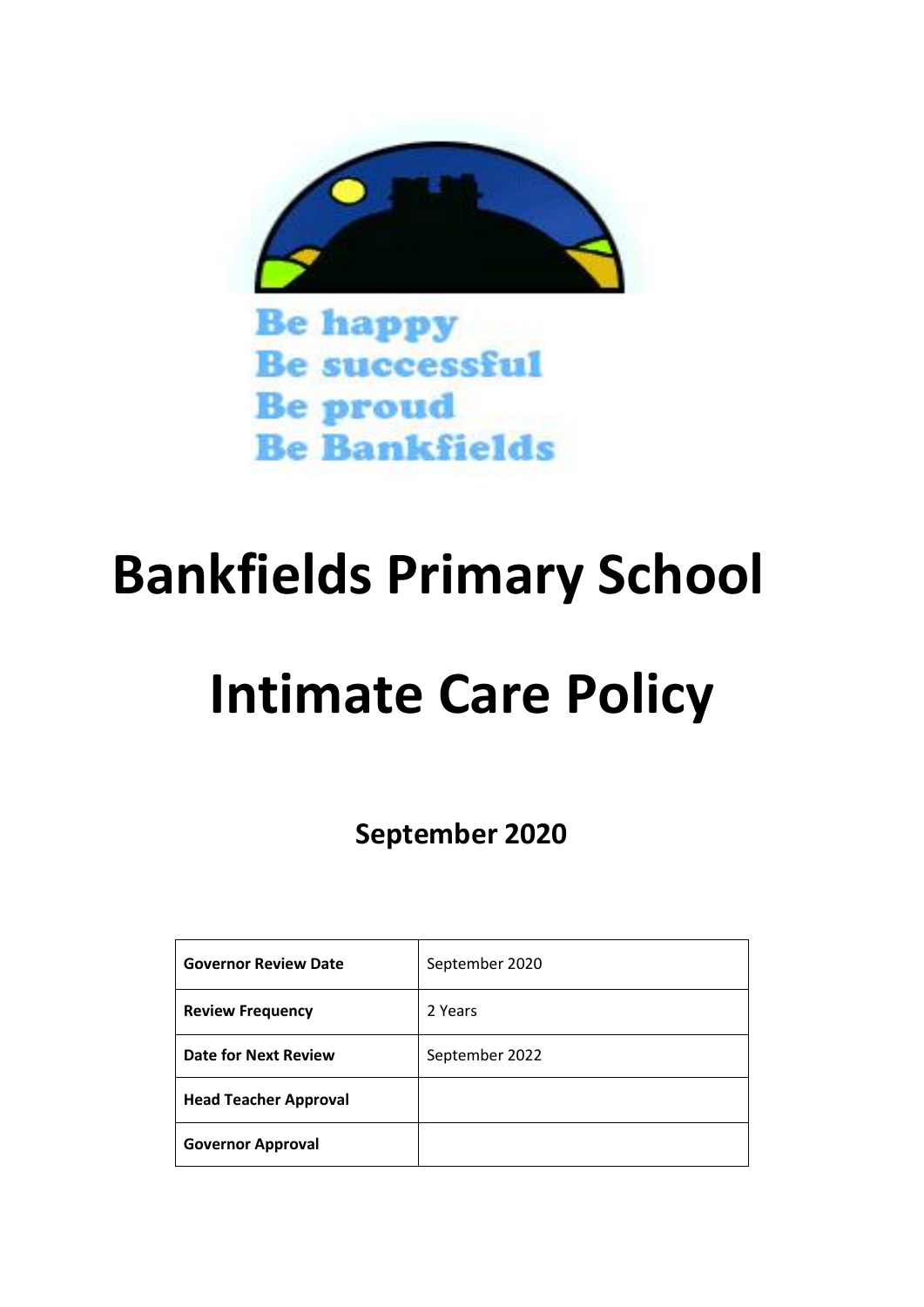Be happy
Be successful
Be proud
Be Bankfields

# Bankfields Primary School

# Intimate Care Policy

**September 2020**

| **Governor Review Date** | September 2020 |
| --- | --- |
| **Review Frequency** | 2 Years |
| **Date for Next Review** | September 2022 |
| **Head Teacher Approval** | |
| **Governor Approval** | |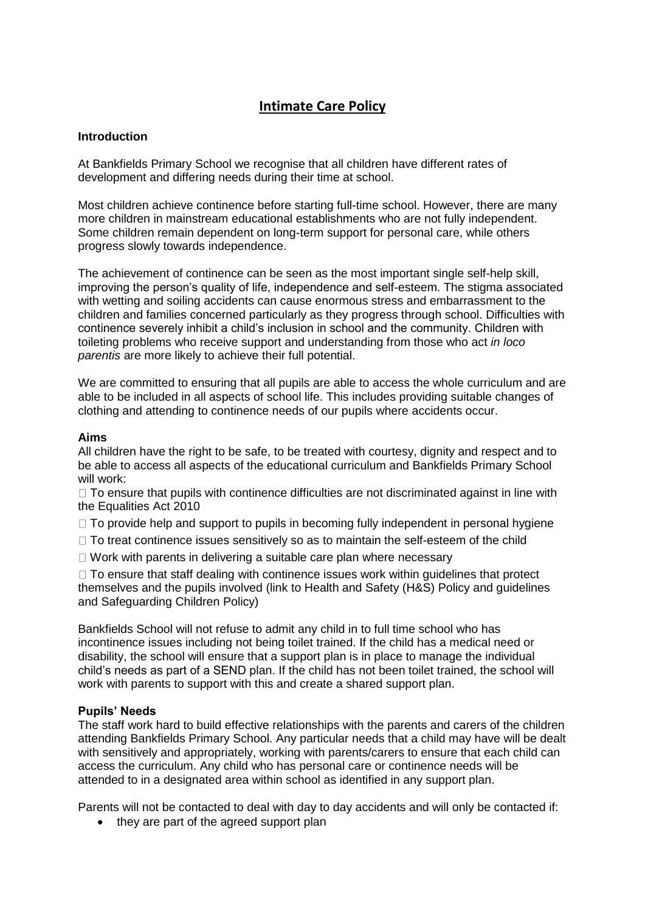# Intimate Care Policy

## Introduction

At Bankfields Primary School we recognise that all children have different rates of development and differing needs during their time at school.

Most children achieve continence before starting full-time school. However, there are many more children in mainstream educational establishments who are not fully independent. Some children remain dependent on long-term support for personal care, while others progress slowly towards independence.

The achievement of continence can be seen as the most important single self-help skill, improving the person's quality of life, independence and self-esteem. The stigma associated with wetting and soiling accidents can cause enormous stress and embarrassment to the children and families concerned particularly as they progress through school. Difficulties with continence severely inhibit a child's inclusion in school and the community. Children with toileting problems who receive support and understanding from those who act *in loco parentis* are more likely to achieve their full potential.

We are committed to ensuring that all pupils are able to access the whole curriculum and are able to be included in all aspects of school life. This includes providing suitable changes of clothing and attending to continence needs of our pupils where accidents occur.

## Aims

All children have the right to be safe, to be treated with courtesy, dignity and respect and to be able to access all aspects of the educational curriculum and Bankfields Primary School will work:

- To ensure that pupils with continence difficulties are not discriminated against in line with the Equalities Act 2010
- To provide help and support to pupils in becoming fully independent in personal hygiene
- To treat continence issues sensitively so as to maintain the self-esteem of the child
- Work with parents in delivering a suitable care plan where necessary
- To ensure that staff dealing with continence issues work within guidelines that protect themselves and the pupils involved (link to Health and Safety (H&S) Policy and guidelines and Safeguarding Children Policy)

Bankfields School will not refuse to admit any child in to full time school who has incontinence issues including not being toilet trained. If the child has a medical need or disability, the school will ensure that a support plan is in place to manage the individual child's needs as part of a SEND plan. If the child has not been toilet trained, the school will work with parents to support with this and create a shared support plan.

## Pupils' Needs

The staff work hard to build effective relationships with the parents and carers of the children attending Bankfields Primary School. Any particular needs that a child may have will be dealt with sensitively and appropriately, working with parents/carers to ensure that each child can access the curriculum. Any child who has personal care or continence needs will be attended to in a designated area within school as identified in any support plan.

Parents will not be contacted to deal with day to day accidents and will only be contacted if:

- they are part of the agreed support plan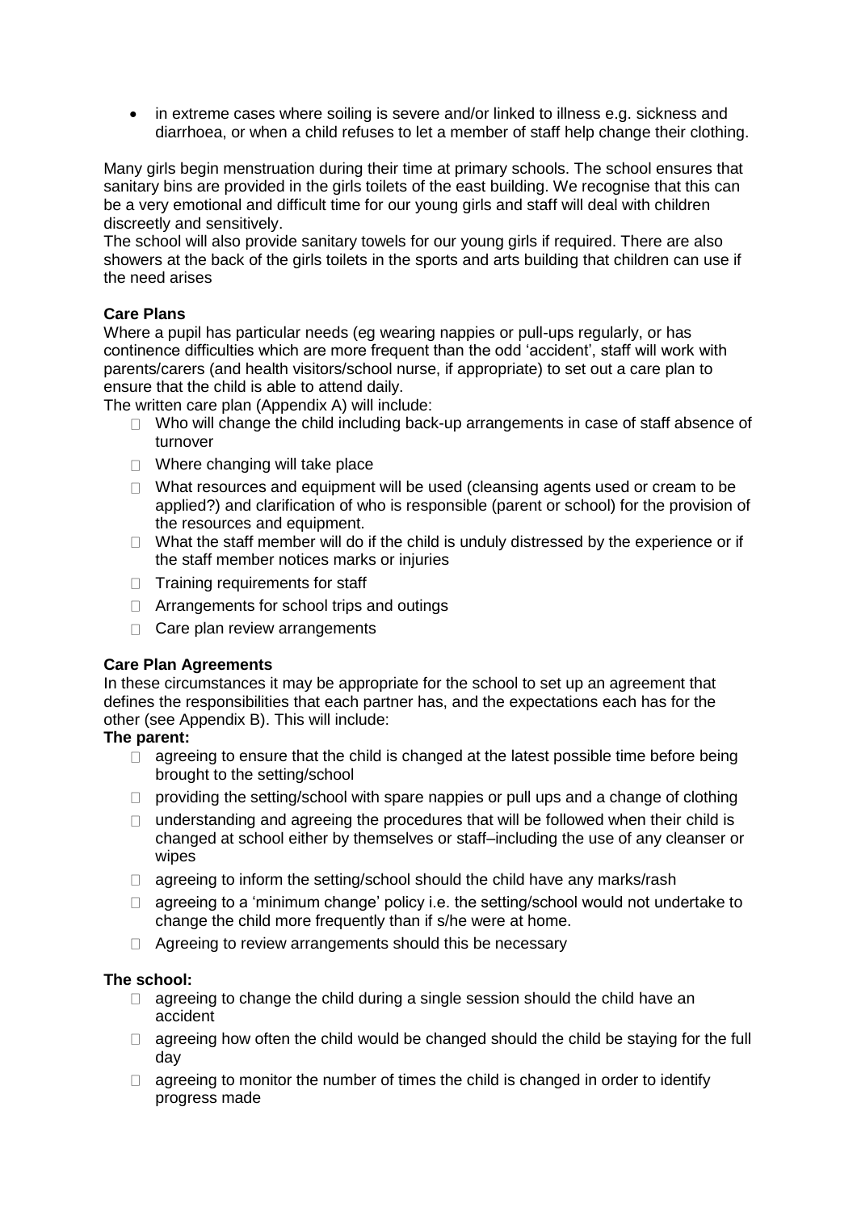- in extreme cases where soiling is severe and/or linked to illness e.g. sickness and diarrhoea, or when a child refuses to let a member of staff help change their clothing.

Many girls begin menstruation during their time at primary schools. The school ensures that sanitary bins are provided in the girls toilets of the east building. We recognise that this can be a very emotional and difficult time for our young girls and staff will deal with children discreetly and sensitively.
The school will also provide sanitary towels for our young girls if required. There are also showers at the back of the girls toilets in the sports and arts building that children can use if the need arises

**Care Plans**
Where a pupil has particular needs (eg wearing nappies or pull-ups regularly, or has continence difficulties which are more frequent than the odd 'accident', staff will work with parents/carers (and health visitors/school nurse, if appropriate) to set out a care plan to ensure that the child is able to attend daily.
The written care plan (Appendix A) will include:

- Who will change the child including back-up arrangements in case of staff absence of turnover
- Where changing will take place
- What resources and equipment will be used (cleansing agents used or cream to be applied?) and clarification of who is responsible (parent or school) for the provision of the resources and equipment.
- What the staff member will do if the child is unduly distressed by the experience or if the staff member notices marks or injuries
- Training requirements for staff
- Arrangements for school trips and outings
- Care plan review arrangements

**Care Plan Agreements**
In these circumstances it may be appropriate for the school to set up an agreement that defines the responsibilities that each partner has, and the expectations each has for the other (see Appendix B). This will include:
**The parent:**

- agreeing to ensure that the child is changed at the latest possible time before being brought to the setting/school
- providing the setting/school with spare nappies or pull ups and a change of clothing
- understanding and agreeing the procedures that will be followed when their child is changed at school either by themselves or staff–including the use of any cleanser or wipes
- agreeing to inform the setting/school should the child have any marks/rash
- agreeing to a 'minimum change' policy i.e. the setting/school would not undertake to change the child more frequently than if s/he were at home.
- Agreeing to review arrangements should this be necessary

**The school:**

- agreeing to change the child during a single session should the child have an accident
- agreeing how often the child would be changed should the child be staying for the full day
- agreeing to monitor the number of times the child is changed in order to identify progress made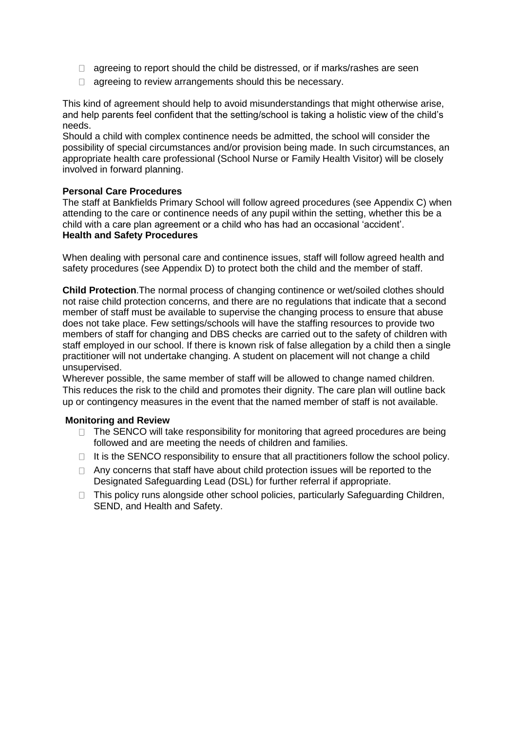- agreeing to report should the child be distressed, or if marks/rashes are seen
- agreeing to review arrangements should this be necessary.

This kind of agreement should help to avoid misunderstandings that might otherwise arise, and help parents feel confident that the setting/school is taking a holistic view of the child's needs.

Should a child with complex continence needs be admitted, the school will consider the possibility of special circumstances and/or provision being made. In such circumstances, an appropriate health care professional (School Nurse or Family Health Visitor) will be closely involved in forward planning.

**Personal Care Procedures**

The staff at Bankfields Primary School will follow agreed procedures (see Appendix C) when attending to the care or continence needs of any pupil within the setting, whether this be a child with a care plan agreement or a child who has had an occasional 'accident'.

**Health and Safety Procedures**

When dealing with personal care and continence issues, staff will follow agreed health and safety procedures (see Appendix D) to protect both the child and the member of staff.

**Child Protection**.The normal process of changing continence or wet/soiled clothes should not raise child protection concerns, and there are no regulations that indicate that a second member of staff must be available to supervise the changing process to ensure that abuse does not take place. Few settings/schools will have the staffing resources to provide two members of staff for changing and DBS checks are carried out to the safety of children with staff employed in our school. If there is known risk of false allegation by a child then a single practitioner will not undertake changing. A student on placement will not change a child unsupervised.

Wherever possible, the same member of staff will be allowed to change named children. This reduces the risk to the child and promotes their dignity. The care plan will outline back up or contingency measures in the event that the named member of staff is not available.

**Monitoring and Review**

- The SENCO will take responsibility for monitoring that agreed procedures are being followed and are meeting the needs of children and families.
- It is the SENCO responsibility to ensure that all practitioners follow the school policy.
- Any concerns that staff have about child protection issues will be reported to the Designated Safeguarding Lead (DSL) for further referral if appropriate.
- This policy runs alongside other school policies, particularly Safeguarding Children, SEND, and Health and Safety.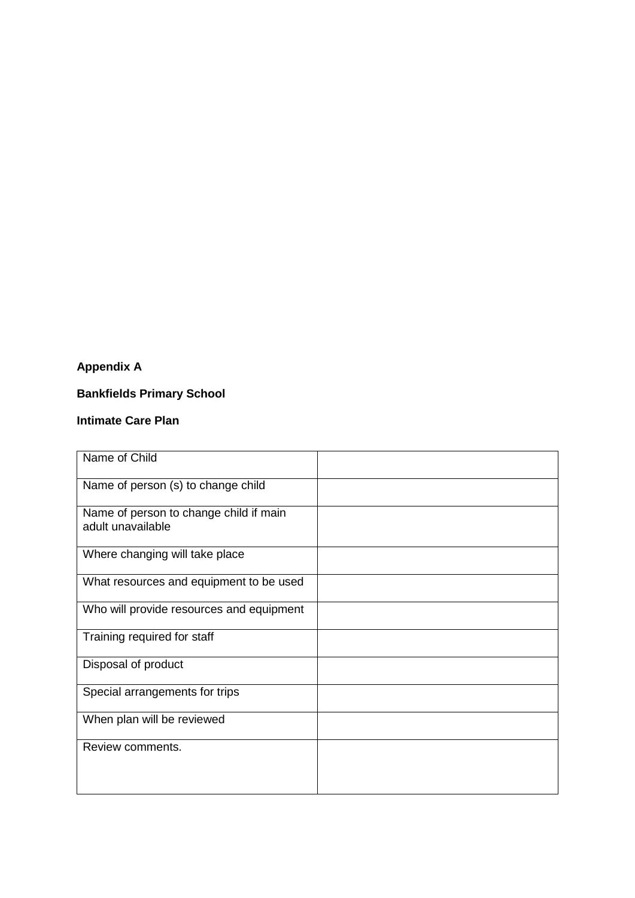**Appendix A**

**Bankfields Primary School**

**Intimate Care Plan**

| Name of Child | |
|---|---|
| Name of person (s) to change child | |
| Name of person to change child if main adult unavailable | |
| Where changing will take place | |
| What resources and equipment to be used | |
| Who will provide resources and equipment | |
| Training required for staff | |
| Disposal of product | |
| Special arrangements for trips | |
| When plan will be reviewed | |
| Review comments. | |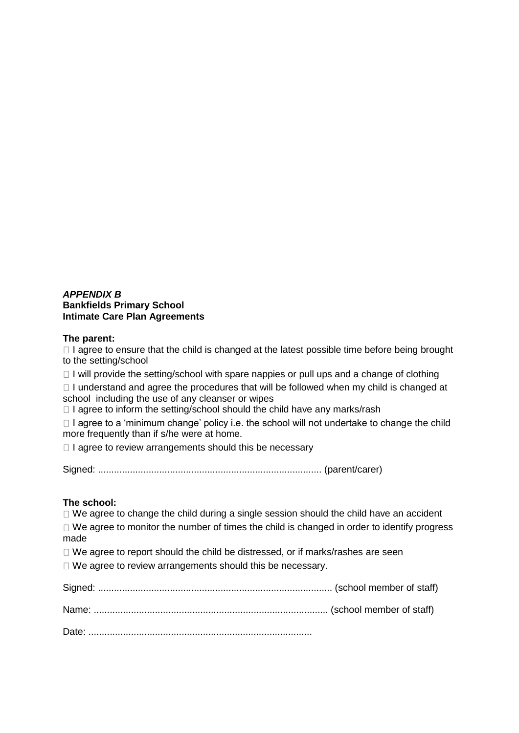***APPENDIX B***
**Bankfields Primary School**
**Intimate Care Plan Agreements**

**The parent:**

- I agree to ensure that the child is changed at the latest possible time before being brought to the setting/school
- I will provide the setting/school with spare nappies or pull ups and a change of clothing
- I understand and agree the procedures that will be followed when my child is changed at school including the use of any cleanser or wipes
- I agree to inform the setting/school should the child have any marks/rash
- I agree to a 'minimum change' policy i.e. the school will not undertake to change the child more frequently than if s/he were at home.
- I agree to review arrangements should this be necessary

Signed: ................................................................................... (parent/carer)

**The school:**

- We agree to change the child during a single session should the child have an accident
- We agree to monitor the number of times the child is changed in order to identify progress made
- We agree to report should the child be distressed, or if marks/rashes are seen
- We agree to review arrangements should this be necessary.

Signed: ....................................................................................... (school member of staff)

Name: ....................................................................................... (school member of staff)

Date: ...................................................................................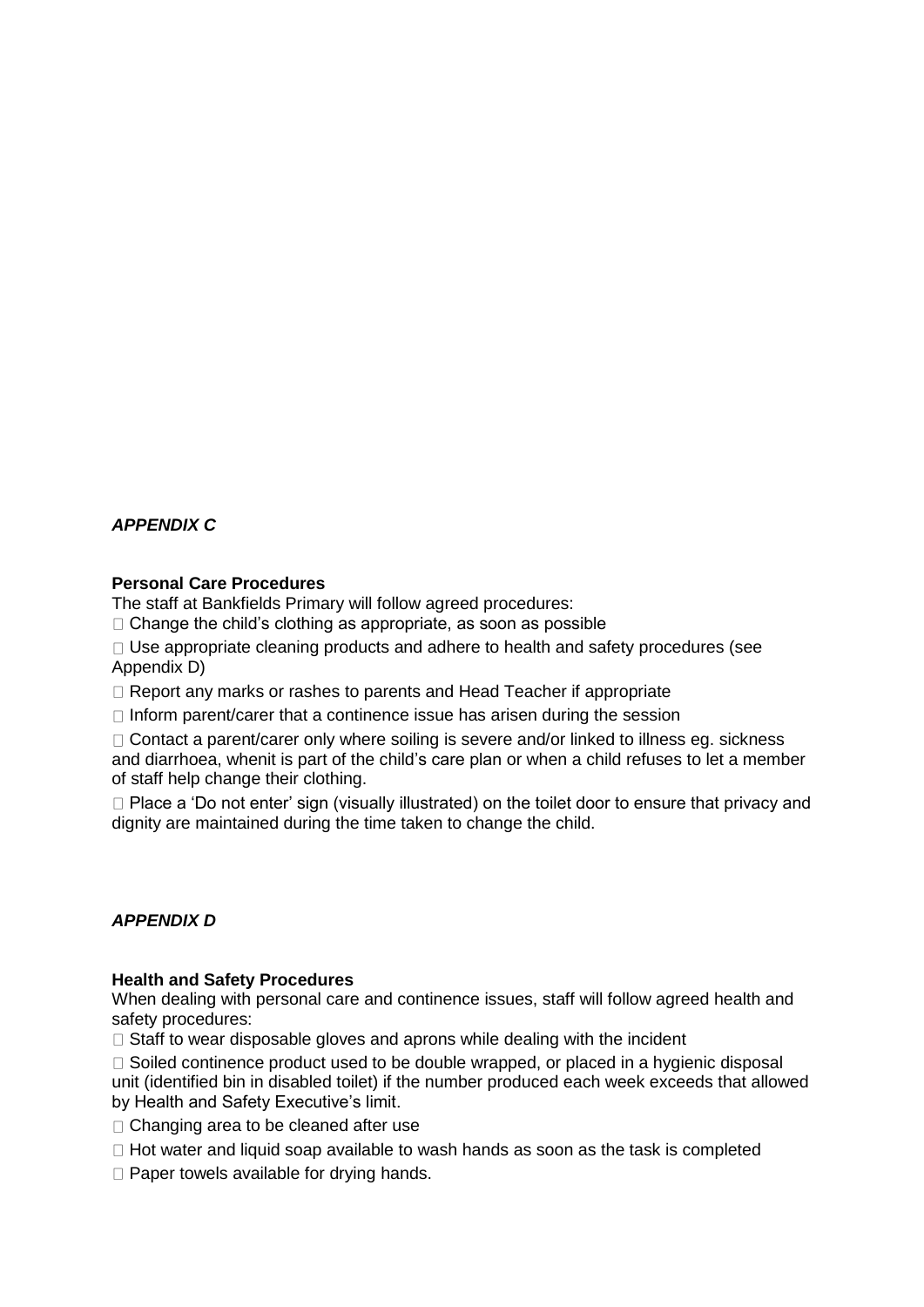*APPENDIX C*

**Personal Care Procedures**

The staff at Bankfields Primary will follow agreed procedures:

- Change the child's clothing as appropriate, as soon as possible
- Use appropriate cleaning products and adhere to health and safety procedures (see Appendix D)
- Report any marks or rashes to parents and Head Teacher if appropriate
- Inform parent/carer that a continence issue has arisen during the session
- Contact a parent/carer only where soiling is severe and/or linked to illness eg. sickness and diarrhoea, whenit is part of the child's care plan or when a child refuses to let a member of staff help change their clothing.
- Place a 'Do not enter' sign (visually illustrated) on the toilet door to ensure that privacy and dignity are maintained during the time taken to change the child.

*APPENDIX D*

**Health and Safety Procedures**

When dealing with personal care and continence issues, staff will follow agreed health and safety procedures:

- Staff to wear disposable gloves and aprons while dealing with the incident
- Soiled continence product used to be double wrapped, or placed in a hygienic disposal unit (identified bin in disabled toilet) if the number produced each week exceeds that allowed by Health and Safety Executive's limit.
- Changing area to be cleaned after use
- Hot water and liquid soap available to wash hands as soon as the task is completed
- Paper towels available for drying hands.